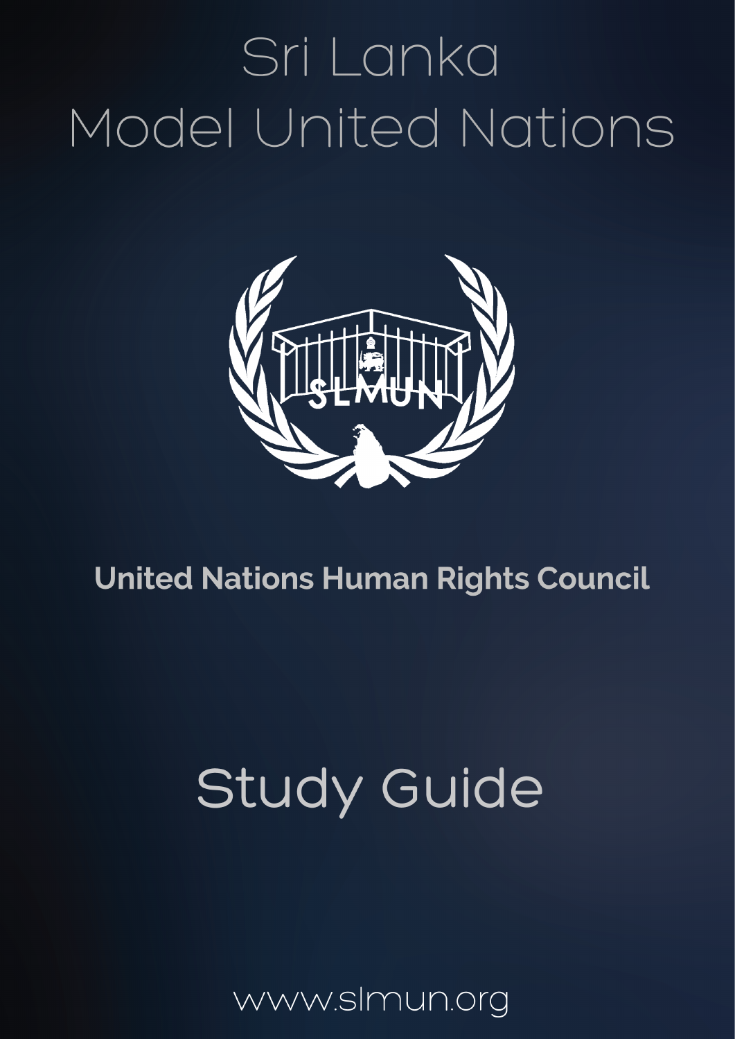# Sri Lanka Model United Nations

## United Nations Human Rights Council

# Study Guide

www.slmun.org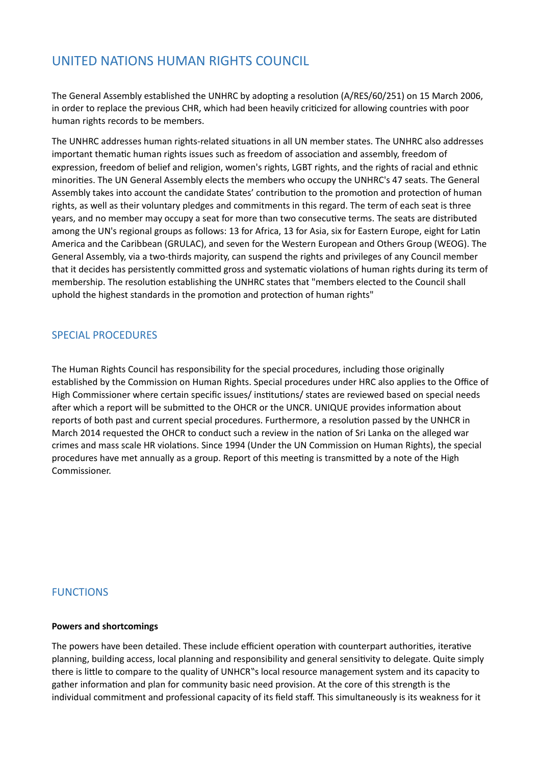## UNITED NATIONS HUMAN RIGHTS COUNCIL

The General Assembly established the UNHRC by adopting a resolution (A/RES/60/251) on 15 March 2006, in order to replace the previous CHR, which had been heavily criticized for allowing countries with poor human rights records to be members.

The UNHRC addresses human rights-related situations in all UN member states. The UNHRC also addresses important thematic human rights issues such as freedom of association and assembly, freedom of expression, freedom of belief and religion, women's rights, LGBT rights, and the rights of racial and ethnic minorities. The UN General Assembly elects the members who occupy the UNHRC's 47 seats. The General Assembly takes into account the candidate States' contribution to the promotion and protection of human rights, as well as their voluntary pledges and commitments in this regard. The term of each seat is three years, and no member may occupy a seat for more than two consecutive terms. The seats are distributed among the UN's regional groups as follows: 13 for Africa, 13 for Asia, six for Eastern Europe, eight for Latin America and the Caribbean (GRULAC), and seven for the Western European and Others Group (WEOG). The General Assembly, via a two-thirds majority, can suspend the rights and privileges of any Council member that it decides has persistently committed gross and systematic violations of human rights during its term of membership. The resolution establishing the UNHRC states that "members elected to the Council shall uphold the highest standards in the promotion and protection of human rights"

## SPECIAL PROCEDURES

The Human Rights Council has responsibility for the special procedures, including those originally established by the Commission on Human Rights. Special procedures under HRC also applies to the Office of High Commissioner where certain specific issues/ institutions/ states are reviewed based on special needs after which a report will be submitted to the OHCR or the UNCR. UNIQUE provides information about reports of both past and current special procedures. Furthermore, a resolution passed by the UNHCR in March 2014 requested the OHCR to conduct such a review in the nation of Sri Lanka on the alleged war crimes and mass scale HR violations. Since 1994 (Under the UN Commission on Human Rights), the special procedures have met annually as a group. Report of this meeting is transmitted by a note of the High Commissioner.

## FUNCTIONS

**Powers and shortcomings**

The powers have been detailed. These include efficient operation with counterpart authorities, iterative planning, building access, local planning and responsibility and general sensitivity to delegate. Quite simply there is little to compare to the quality of UNHCR‟s local resource management system and its capacity to gather information and plan for community basic need provision. At the core of this strength is the individual commitment and professional capacity of its field staff. This simultaneously is its weakness for it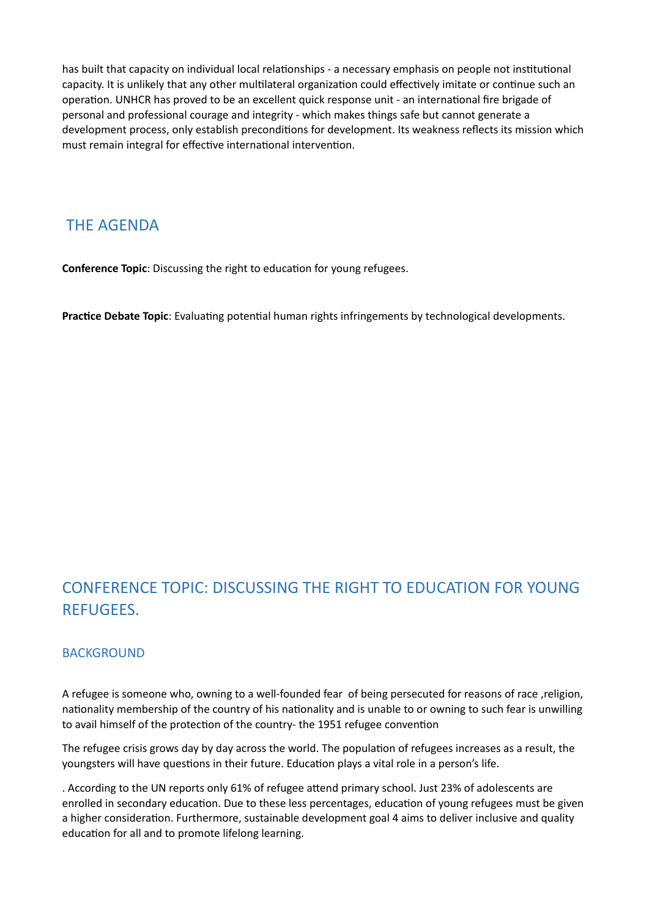has built that capacity on individual local relationships - a necessary emphasis on people not institutional capacity. It is unlikely that any other multilateral organization could effectively imitate or continue such an operation. UNHCR has proved to be an excellent quick response unit - an international fire brigade of personal and professional courage and integrity - which makes things safe but cannot generate a development process, only establish preconditions for development. Its weakness reflects its mission which must remain integral for effective international intervention.

## THE AGENDA

**Conference Topic**: Discussing the right to education for young refugees.

**Practice Debate Topic**: Evaluating potential human rights infringements by technological developments.

## CONFERENCE TOPIC: DISCUSSING THE RIGHT TO EDUCATION FOR YOUNG REFUGEES.

### BACKGROUND

A refugee is someone who, owning to a well-founded fear  of being persecuted for reasons of race ,religion, nationality membership of the country of his nationality and is unable to or owning to such fear is unwilling to avail himself of the protection of the country- the 1951 refugee convention

The refugee crisis grows day by day across the world. The population of refugees increases as a result, the youngsters will have questions in their future. Education plays a vital role in a person's life.

. According to the UN reports only 61% of refugee attend primary school. Just 23% of adolescents are enrolled in secondary education. Due to these less percentages, education of young refugees must be given a higher consideration. Furthermore, sustainable development goal 4 aims to deliver inclusive and quality education for all and to promote lifelong learning.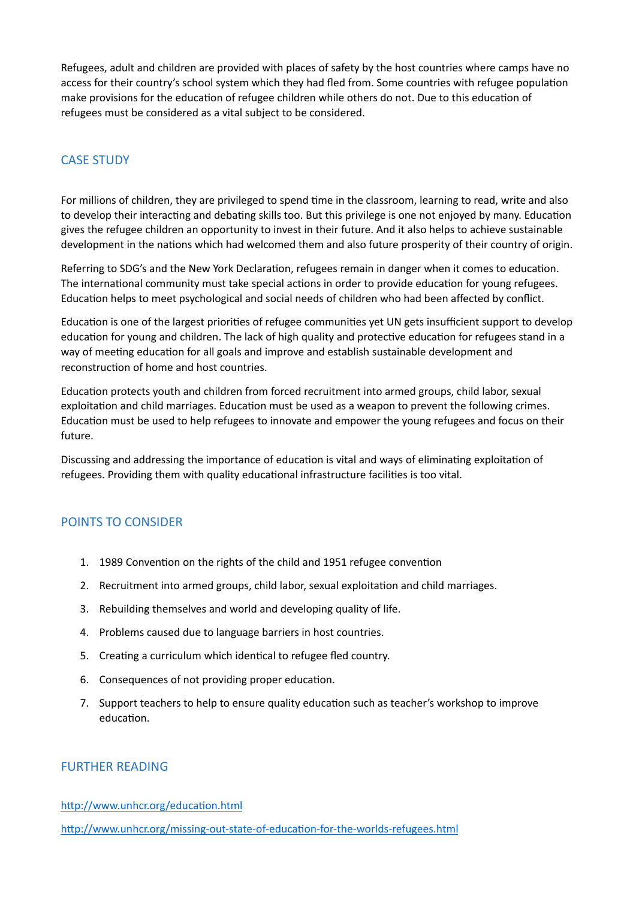Refugees, adult and children are provided with places of safety by the host countries where camps have no access for their country's school system which they had fled from. Some countries with refugee population make provisions for the education of refugee children while others do not. Due to this education of refugees must be considered as a vital subject to be considered.

## CASE STUDY

For millions of children, they are privileged to spend time in the classroom, learning to read, write and also to develop their interacting and debating skills too. But this privilege is one not enjoyed by many. Education gives the refugee children an opportunity to invest in their future. And it also helps to achieve sustainable development in the nations which had welcomed them and also future prosperity of their country of origin.

Referring to SDG's and the New York Declaration, refugees remain in danger when it comes to education. The international community must take special actions in order to provide education for young refugees. Education helps to meet psychological and social needs of children who had been affected by conflict.

Education is one of the largest priorities of refugee communities yet UN gets insufficient support to develop education for young and children. The lack of high quality and protective education for refugees stand in a way of meeting education for all goals and improve and establish sustainable development and reconstruction of home and host countries.

Education protects youth and children from forced recruitment into armed groups, child labor, sexual exploitation and child marriages. Education must be used as a weapon to prevent the following crimes. Education must be used to help refugees to innovate and empower the young refugees and focus on their future.

Discussing and addressing the importance of education is vital and ways of eliminating exploitation of refugees. Providing them with quality educational infrastructure facilities is too vital.

## POINTS TO CONSIDER

1. 1989 Convention on the rights of the child and 1951 refugee convention
2. Recruitment into armed groups, child labor, sexual exploitation and child marriages.
3. Rebuilding themselves and world and developing quality of life.
4. Problems caused due to language barriers in host countries.
5. Creating a curriculum which identical to refugee fled country.
6. Consequences of not providing proper education.
7. Support teachers to help to ensure quality education such as teacher's workshop to improve education.

## FURTHER READING

http://www.unhcr.org/education.html

http://www.unhcr.org/missing-out-state-of-education-for-the-worlds-refugees.html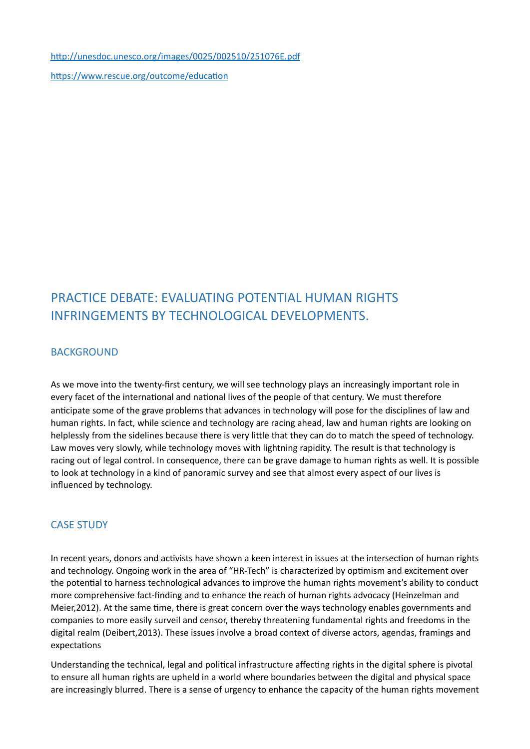http://unesdoc.unesco.org/images/0025/002510/251076E.pdf

https://www.rescue.org/outcome/education

## PRACTICE DEBATE: EVALUATING POTENTIAL HUMAN RIGHTS INFRINGEMENTS BY TECHNOLOGICAL DEVELOPMENTS.

### BACKGROUND

As we move into the twenty-first century, we will see technology plays an increasingly important role in every facet of the international and national lives of the people of that century. We must therefore anticipate some of the grave problems that advances in technology will pose for the disciplines of law and human rights. In fact, while science and technology are racing ahead, law and human rights are looking on helplessly from the sidelines because there is very little that they can do to match the speed of technology. Law moves very slowly, while technology moves with lightning rapidity. The result is that technology is racing out of legal control. In consequence, there can be grave damage to human rights as well. It is possible to look at technology in a kind of panoramic survey and see that almost every aspect of our lives is influenced by technology.

### CASE STUDY

In recent years, donors and activists have shown a keen interest in issues at the intersection of human rights and technology. Ongoing work in the area of "HR-Tech" is characterized by optimism and excitement over the potential to harness technological advances to improve the human rights movement's ability to conduct more comprehensive fact-finding and to enhance the reach of human rights advocacy (Heinzelman and Meier,2012). At the same time, there is great concern over the ways technology enables governments and companies to more easily surveil and censor, thereby threatening fundamental rights and freedoms in the digital realm (Deibert,2013). These issues involve a broad context of diverse actors, agendas, framings and expectations

Understanding the technical, legal and political infrastructure affecting rights in the digital sphere is pivotal to ensure all human rights are upheld in a world where boundaries between the digital and physical space are increasingly blurred. There is a sense of urgency to enhance the capacity of the human rights movement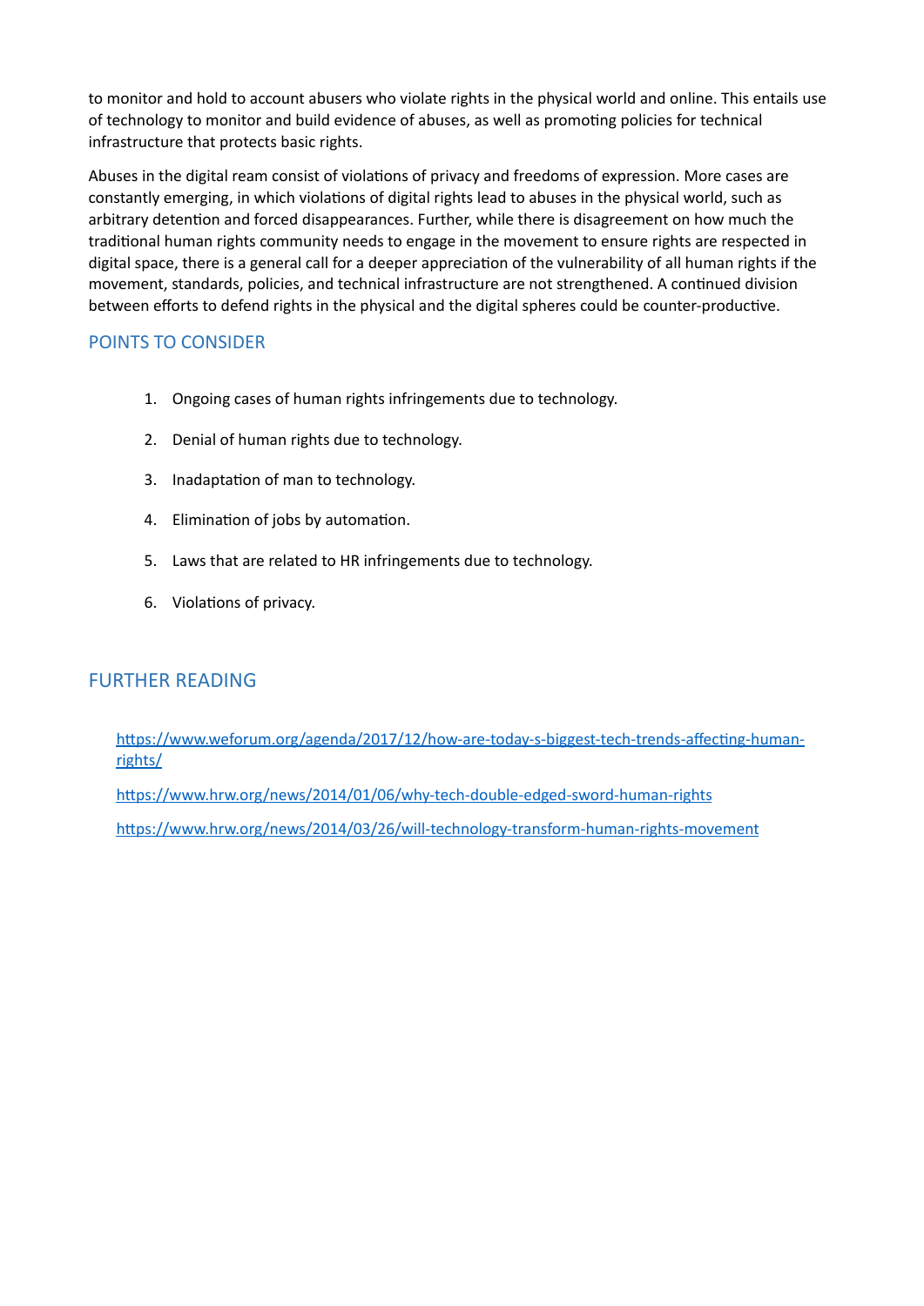to monitor and hold to account abusers who violate rights in the physical world and online. This entails use of technology to monitor and build evidence of abuses, as well as promoting policies for technical infrastructure that protects basic rights.

Abuses in the digital ream consist of violations of privacy and freedoms of expression. More cases are constantly emerging, in which violations of digital rights lead to abuses in the physical world, such as arbitrary detention and forced disappearances. Further, while there is disagreement on how much the traditional human rights community needs to engage in the movement to ensure rights are respected in digital space, there is a general call for a deeper appreciation of the vulnerability of all human rights if the movement, standards, policies, and technical infrastructure are not strengthened. A continued division between efforts to defend rights in the physical and the digital spheres could be counter-productive.

## POINTS TO CONSIDER

1. Ongoing cases of human rights infringements due to technology.
2. Denial of human rights due to technology.
3. Inadaptation of man to technology.
4. Elimination of jobs by automation.
5. Laws that are related to HR infringements due to technology.
6. Violations of privacy.

## FURTHER READING

https://www.weforum.org/agenda/2017/12/how-are-today-s-biggest-tech-trends-affecting-human-rights/

https://www.hrw.org/news/2014/01/06/why-tech-double-edged-sword-human-rights

https://www.hrw.org/news/2014/03/26/will-technology-transform-human-rights-movement